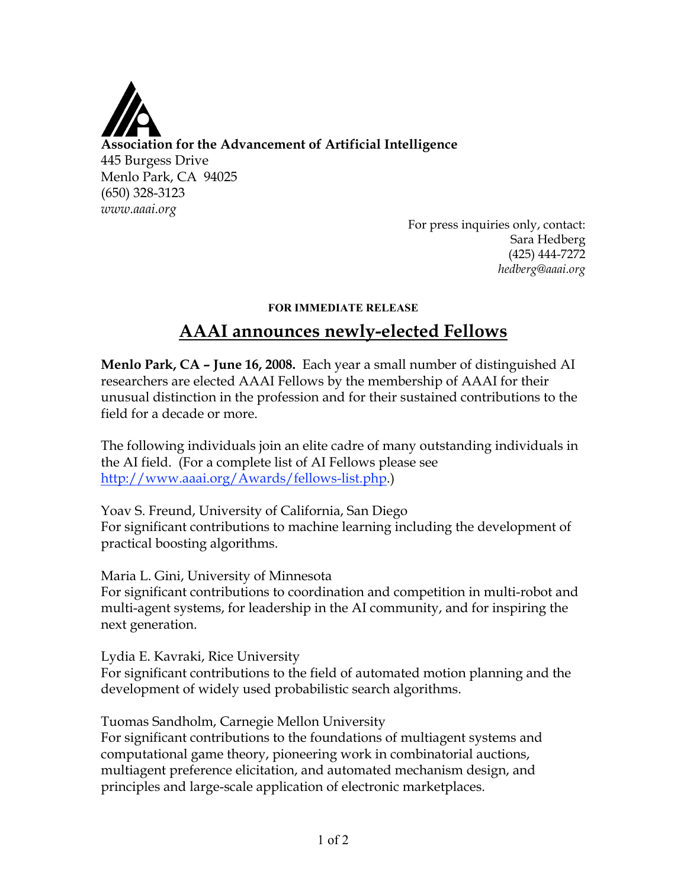**Association for the Advancement of Artificial Intelligence**
445 Burgess Drive
Menlo Park, CA 94025
(650) 328-3123
*www.aaai.org*

For press inquiries only, contact:
Sara Hedberg
(425) 444-7272
*hedberg@aaai.org*

**FOR IMMEDIATE RELEASE**

# AAAI announces newly-elected Fellows

**Menlo Park, CA – June 16, 2008.** Each year a small number of distinguished AI researchers are elected AAAI Fellows by the membership of AAAI for their unusual distinction in the profession and for their sustained contributions to the field for a decade or more.

The following individuals join an elite cadre of many outstanding individuals in the AI field. (For a complete list of AI Fellows please see http://www.aaai.org/Awards/fellows-list.php.)

Yoav S. Freund, University of California, San Diego
For significant contributions to machine learning including the development of practical boosting algorithms.

Maria L. Gini, University of Minnesota
For significant contributions to coordination and competition in multi-robot and multi-agent systems, for leadership in the AI community, and for inspiring the next generation.

Lydia E. Kavraki, Rice University
For significant contributions to the field of automated motion planning and the development of widely used probabilistic search algorithms.

Tuomas Sandholm, Carnegie Mellon University
For significant contributions to the foundations of multiagent systems and computational game theory, pioneering work in combinatorial auctions, multiagent preference elicitation, and automated mechanism design, and principles and large-scale application of electronic marketplaces.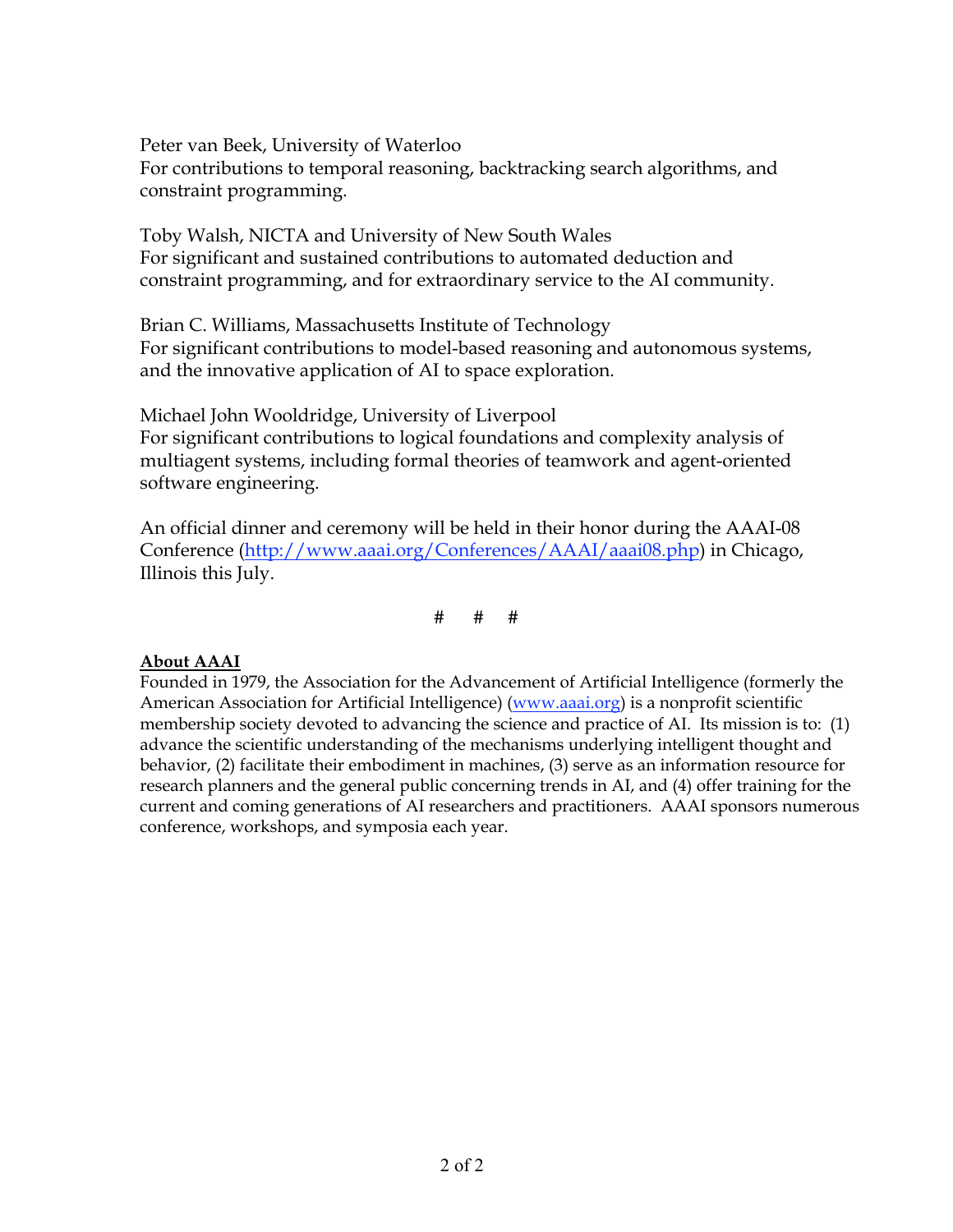Peter van Beek, University of Waterloo
For contributions to temporal reasoning, backtracking search algorithms, and constraint programming.

Toby Walsh, NICTA and University of New South Wales
For significant and sustained contributions to automated deduction and constraint programming, and for extraordinary service to the AI community.

Brian C. Williams, Massachusetts Institute of Technology
For significant contributions to model-based reasoning and autonomous systems, and the innovative application of AI to space exploration.

Michael John Wooldridge, University of Liverpool
For significant contributions to logical foundations and complexity analysis of multiagent systems, including formal theories of teamwork and agent-oriented software engineering.

An official dinner and ceremony will be held in their honor during the AAAI-08 Conference (http://www.aaai.org/Conferences/AAAI/aaai08.php) in Chicago, Illinois this July.

# # #

**About AAAI**
Founded in 1979, the Association for the Advancement of Artificial Intelligence (formerly the American Association for Artificial Intelligence) (www.aaai.org) is a nonprofit scientific membership society devoted to advancing the science and practice of AI. Its mission is to: (1) advance the scientific understanding of the mechanisms underlying intelligent thought and behavior, (2) facilitate their embodiment in machines, (3) serve as an information resource for research planners and the general public concerning trends in AI, and (4) offer training for the current and coming generations of AI researchers and practitioners. AAAI sponsors numerous conference, workshops, and symposia each year.